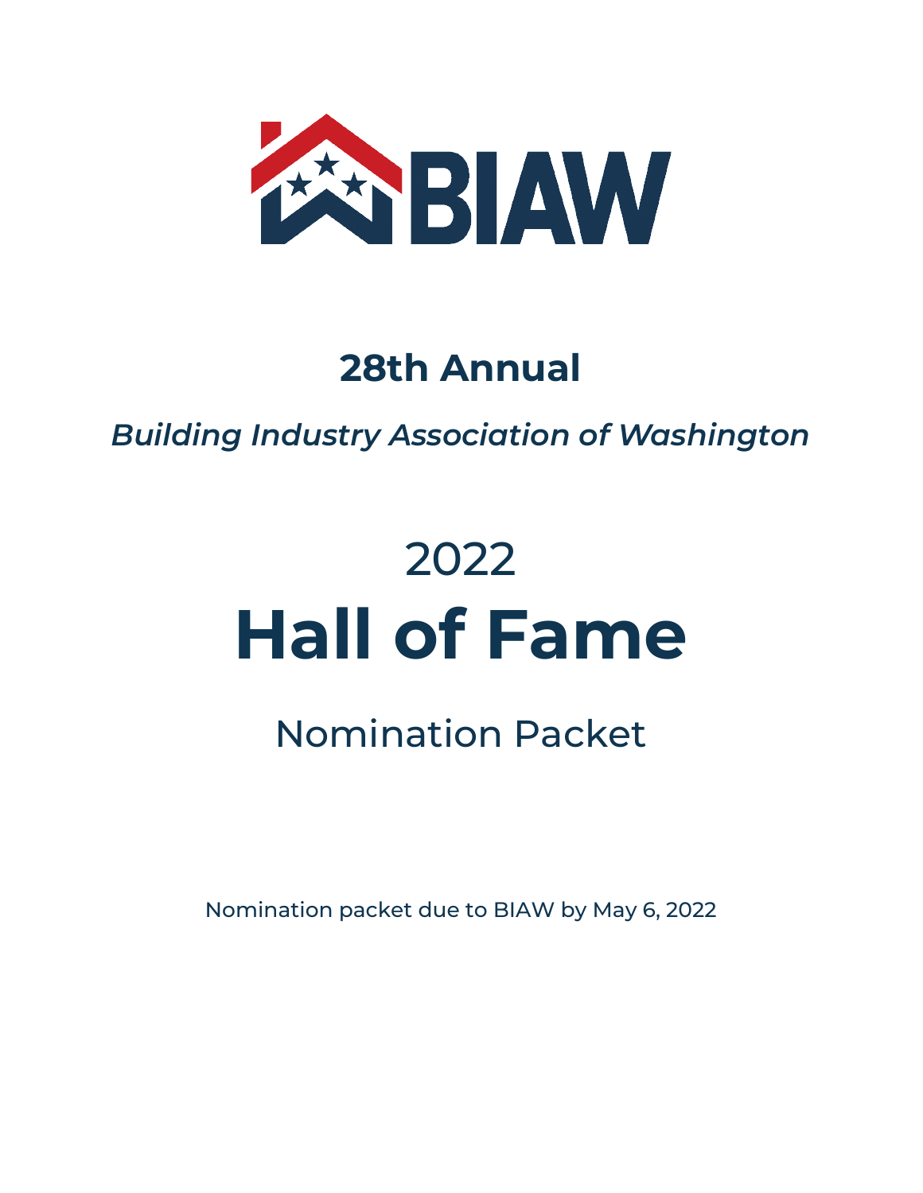BIAW

## 28th Annual

*Building Industry Association of Washington*

# 2022
# Hall of Fame

## Nomination Packet

Nomination packet due to BIAW by May 6, 2022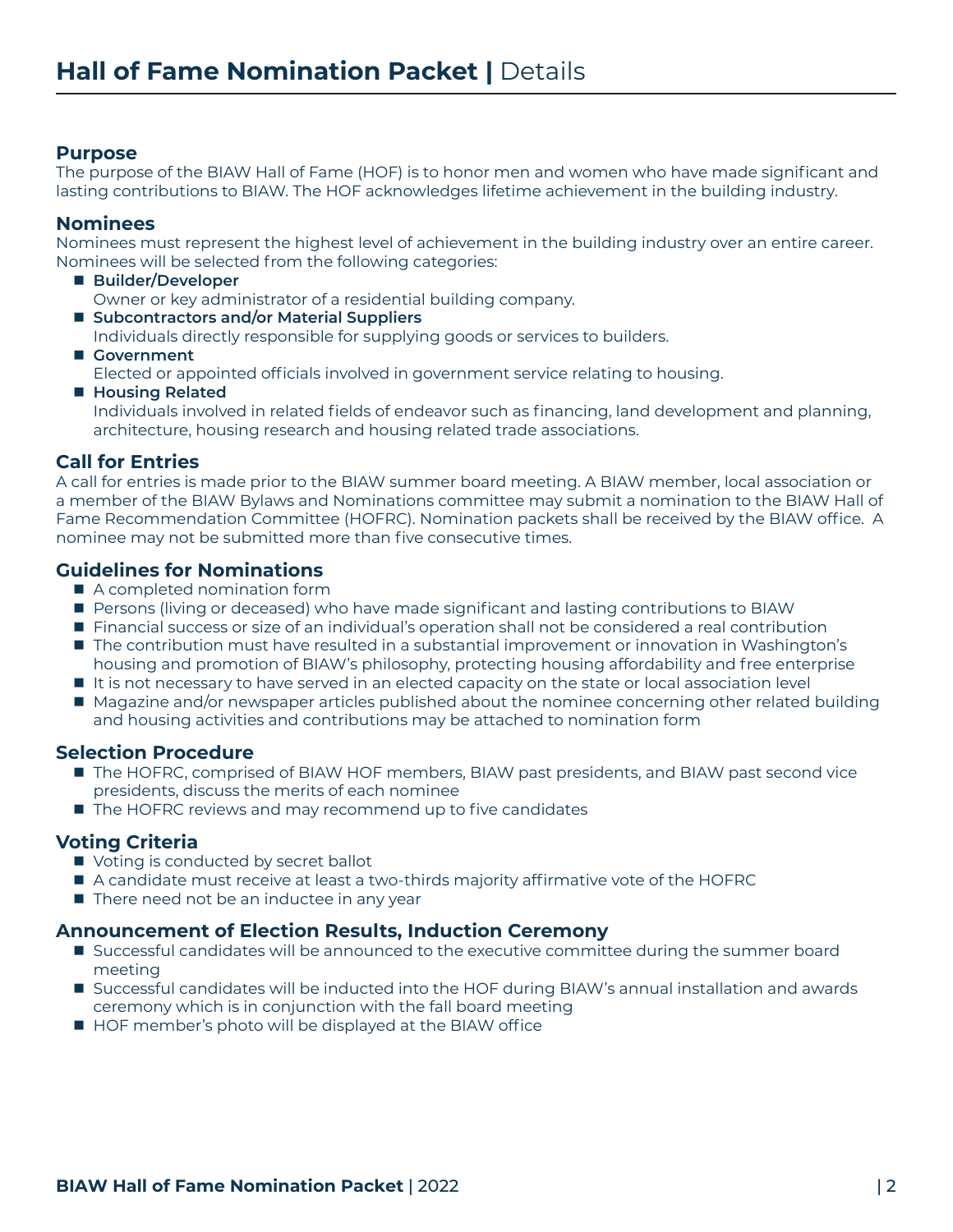# Hall of Fame Nomination Packet | Details

## Purpose

The purpose of the BIAW Hall of Fame (HOF) is to honor men and women who have made significant and lasting contributions to BIAW. The HOF acknowledges lifetime achievement in the building industry.

## Nominees

Nominees must represent the highest level of achievement in the building industry over an entire career. Nominees will be selected from the following categories:

- **Builder/Developer**
  Owner or key administrator of a residential building company.
- **Subcontractors and/or Material Suppliers**
  Individuals directly responsible for supplying goods or services to builders.
- **Government**
  Elected or appointed officials involved in government service relating to housing.
- **Housing Related**
  Individuals involved in related fields of endeavor such as financing, land development and planning, architecture, housing research and housing related trade associations.

## Call for Entries

A call for entries is made prior to the BIAW summer board meeting. A BIAW member, local association or a member of the BIAW Bylaws and Nominations committee may submit a nomination to the BIAW Hall of Fame Recommendation Committee (HOFRC). Nomination packets shall be received by the BIAW office. A nominee may not be submitted more than five consecutive times.

## Guidelines for Nominations

- A completed nomination form
- Persons (living or deceased) who have made significant and lasting contributions to BIAW
- Financial success or size of an individual's operation shall not be considered a real contribution
- The contribution must have resulted in a substantial improvement or innovation in Washington's housing and promotion of BIAW's philosophy, protecting housing affordability and free enterprise
- It is not necessary to have served in an elected capacity on the state or local association level
- Magazine and/or newspaper articles published about the nominee concerning other related building and housing activities and contributions may be attached to nomination form

## Selection Procedure

- The HOFRC, comprised of BIAW HOF members, BIAW past presidents, and BIAW past second vice presidents, discuss the merits of each nominee
- The HOFRC reviews and may recommend up to five candidates

## Voting Criteria

- Voting is conducted by secret ballot
- A candidate must receive at least a two-thirds majority affirmative vote of the HOFRC
- There need not be an inductee in any year

## Announcement of Election Results, Induction Ceremony

- Successful candidates will be announced to the executive committee during the summer board meeting
- Successful candidates will be inducted into the HOF during BIAW's annual installation and awards ceremony which is in conjunction with the fall board meeting
- HOF member's photo will be displayed at the BIAW office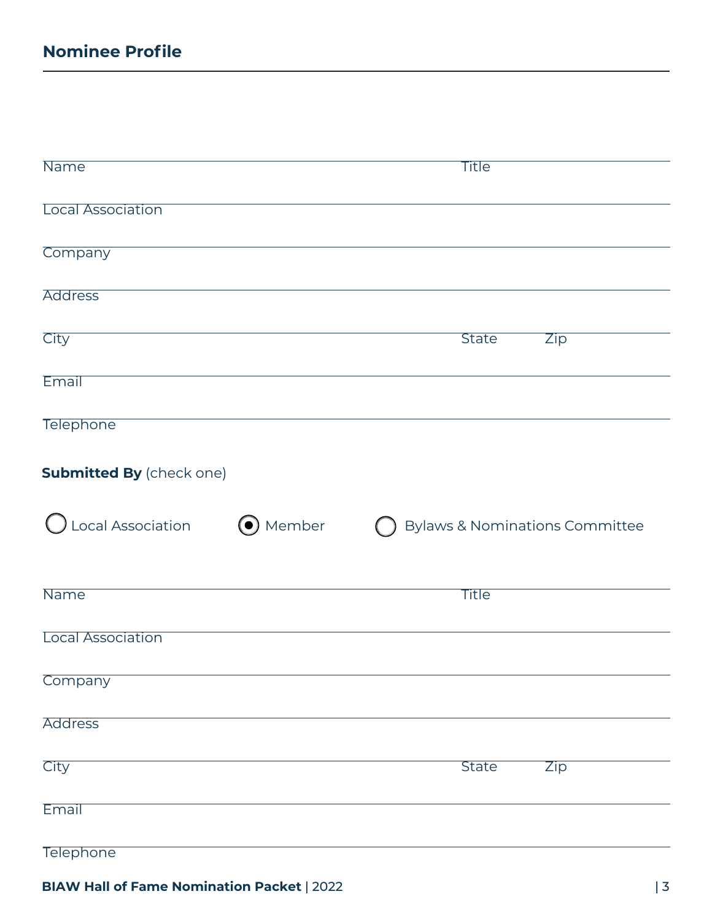## Nominee Profile

Name ____________________ Title ____________________

Local Association ____________________

Company ____________________

Address ____________________

City ____________________ State ________ Zip ________

Email ____________________

Telephone ____________________

**Submitted By** (check one)

○ Local Association ◉ Member ○ Bylaws & Nominations Committee

Name ____________________ Title ____________________

Local Association ____________________

Company ____________________

Address ____________________

City ____________________ State ________ Zip ________

Email ____________________

Telephone ____________________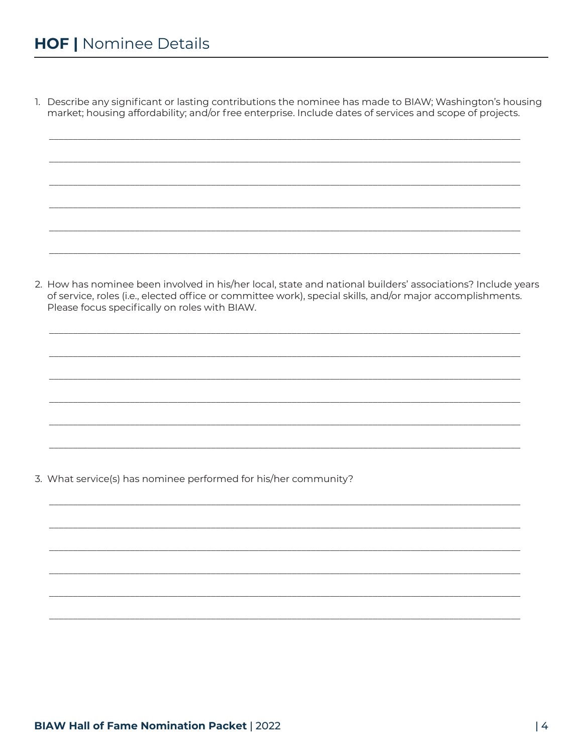# **HOF |** Nominee Details

1. Describe any significant or lasting contributions the nominee has made to BIAW; Washington's housing market; housing affordability; and/or free enterprise. Include dates of services and scope of projects.

______________________________________________________________________________________

______________________________________________________________________________________

______________________________________________________________________________________

______________________________________________________________________________________

______________________________________________________________________________________

______________________________________________________________________________________

2. How has nominee been involved in his/her local, state and national builders' associations? Include years of service, roles (i.e., elected office or committee work), special skills, and/or major accomplishments. Please focus specifically on roles with BIAW.

______________________________________________________________________________________

______________________________________________________________________________________

______________________________________________________________________________________

______________________________________________________________________________________

______________________________________________________________________________________

______________________________________________________________________________________

3. What service(s) has nominee performed for his/her community?

______________________________________________________________________________________

______________________________________________________________________________________

______________________________________________________________________________________

______________________________________________________________________________________

______________________________________________________________________________________

______________________________________________________________________________________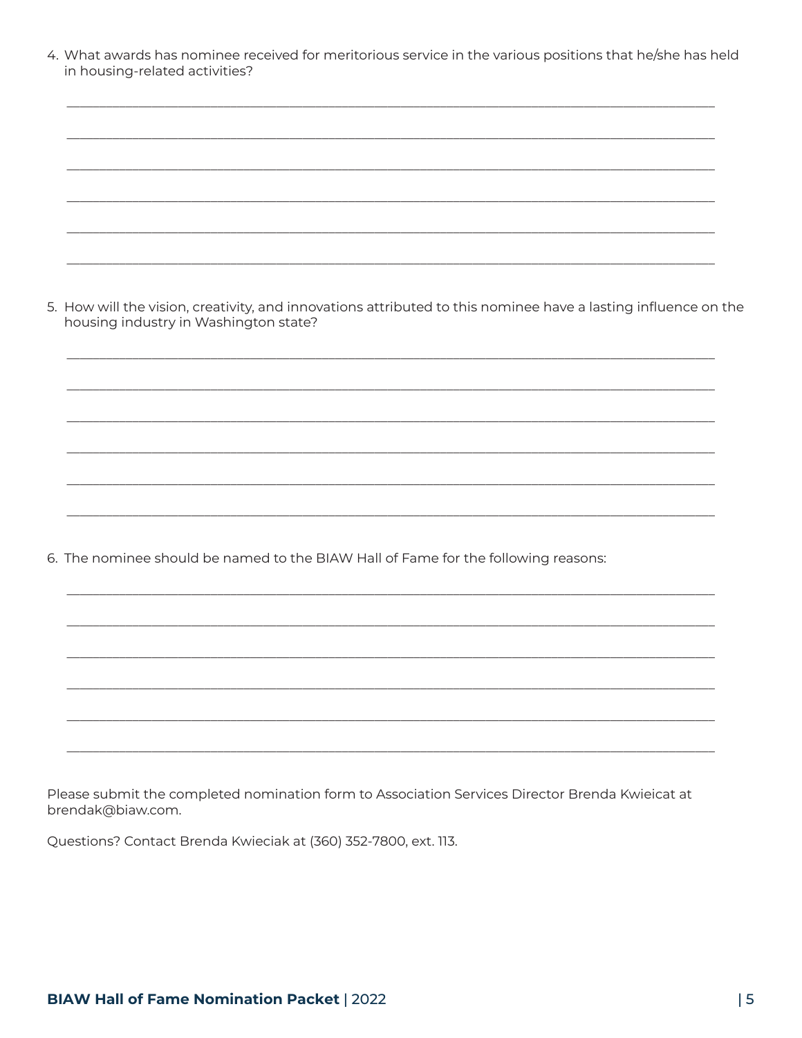4. What awards has nominee received for meritorious service in the various positions that he/she has held in housing-related activities?

______________________________________________________________________________

______________________________________________________________________________

______________________________________________________________________________

______________________________________________________________________________

______________________________________________________________________________

______________________________________________________________________________

5. How will the vision, creativity, and innovations attributed to this nominee have a lasting influence on the housing industry in Washington state?

______________________________________________________________________________

______________________________________________________________________________

______________________________________________________________________________

______________________________________________________________________________

______________________________________________________________________________

______________________________________________________________________________

6. The nominee should be named to the BIAW Hall of Fame for the following reasons:

______________________________________________________________________________

______________________________________________________________________________

______________________________________________________________________________

______________________________________________________________________________

______________________________________________________________________________

______________________________________________________________________________

Please submit the completed nomination form to Association Services Director Brenda Kwieicat at brendak@biaw.com.

Questions? Contact Brenda Kwieciak at (360) 352-7800, ext. 113.